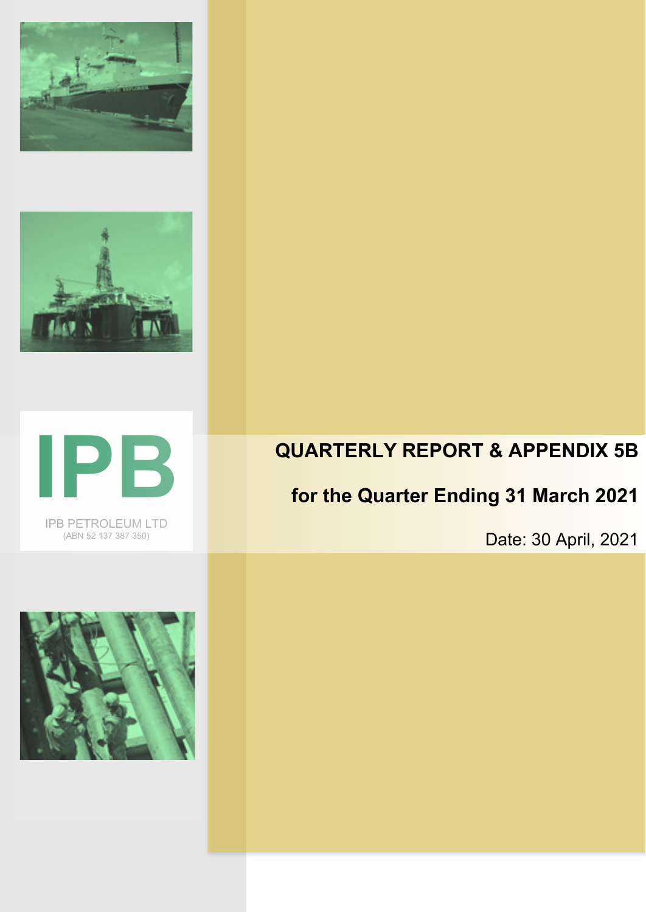IPB

IPB PETROLEUM LTD
(ABN 52 137 387 350)

# QUARTERLY REPORT & APPENDIX 5B

## for the Quarter Ending 31 March 2021

Date: 30 April, 2021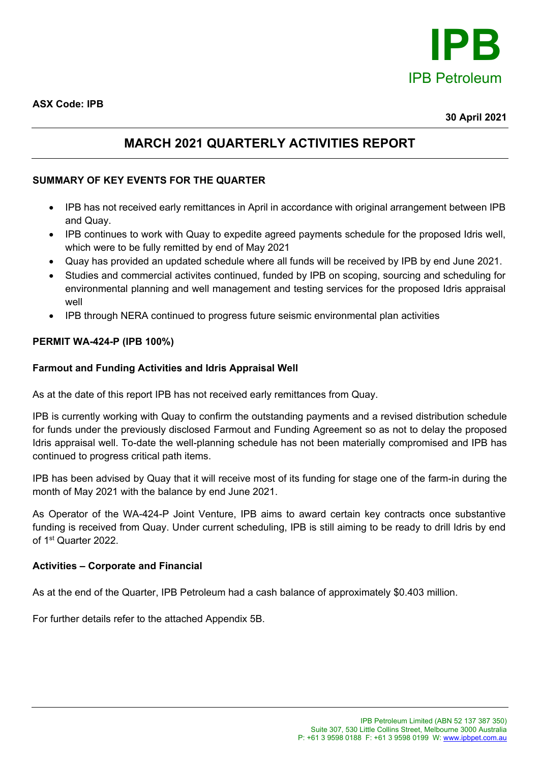**ASX Code: IPB**

**30 April 2021**

# MARCH 2021 QUARTERLY ACTIVITIES REPORT

## SUMMARY OF KEY EVENTS FOR THE QUARTER

- IPB has not received early remittances in April in accordance with original arrangement between IPB and Quay.
- IPB continues to work with Quay to expedite agreed payments schedule for the proposed Idris well, which were to be fully remitted by end of May 2021
- Quay has provided an updated schedule where all funds will be received by IPB by end June 2021.
- Studies and commercial activites continued, funded by IPB on scoping, sourcing and scheduling for environmental planning and well management and testing services for the proposed Idris appraisal well
- IPB through NERA continued to progress future seismic environmental plan activities

## PERMIT WA-424-P (IPB 100%)

### Farmout and Funding Activities and Idris Appraisal Well

As at the date of this report IPB has not received early remittances from Quay.

IPB is currently working with Quay to confirm the outstanding payments and a revised distribution schedule for funds under the previously disclosed Farmout and Funding Agreement so as not to delay the proposed Idris appraisal well. To-date the well-planning schedule has not been materially compromised and IPB has continued to progress critical path items.

IPB has been advised by Quay that it will receive most of its funding for stage one of the farm-in during the month of May 2021 with the balance by end June 2021.

As Operator of the WA-424-P Joint Venture, IPB aims to award certain key contracts once substantive funding is received from Quay. Under current scheduling, IPB is still aiming to be ready to drill Idris by end of 1st Quarter 2022.

### Activities – Corporate and Financial

As at the end of the Quarter, IPB Petroleum had a cash balance of approximately $0.403 million.

For further details refer to the attached Appendix 5B.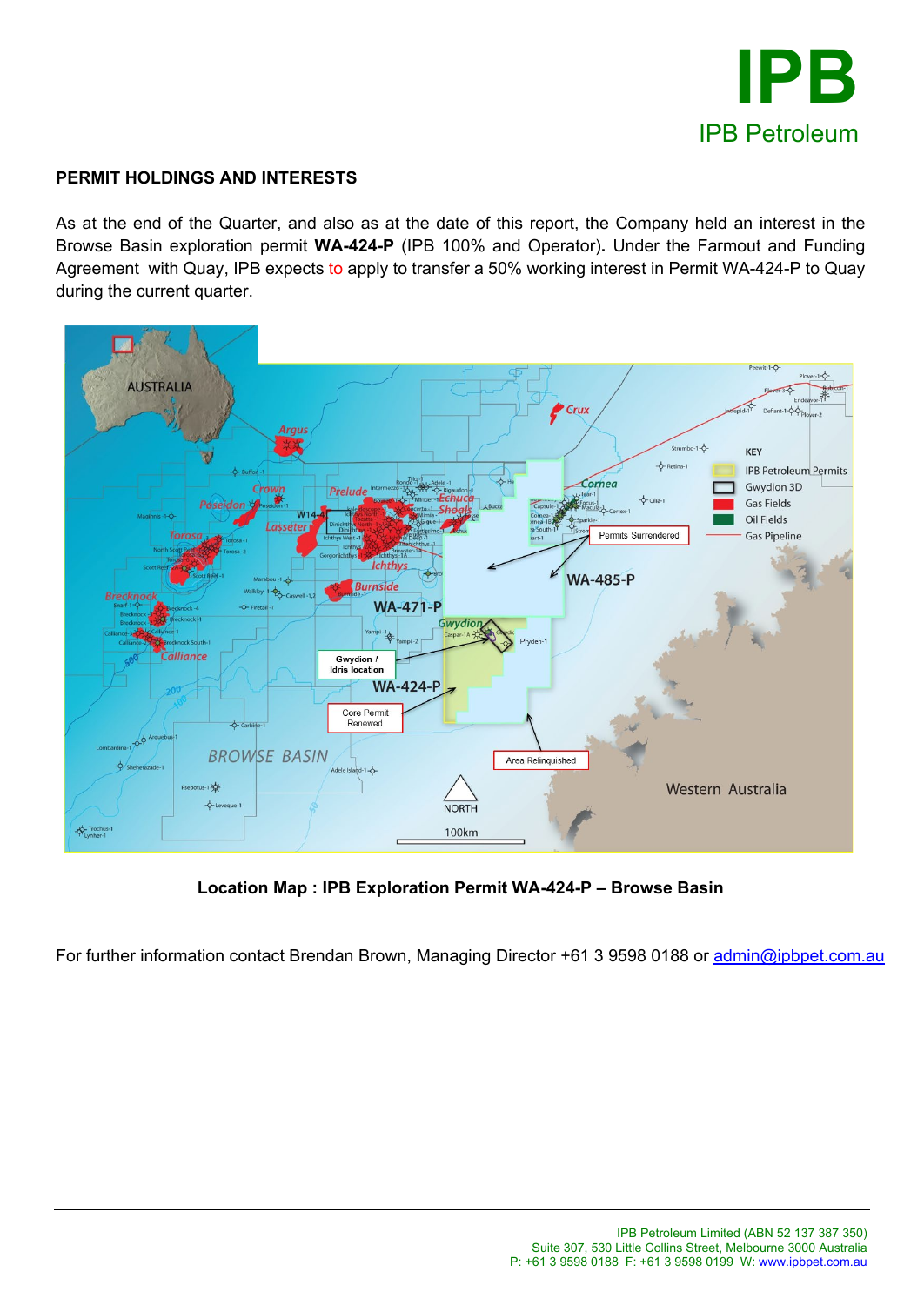## PERMIT HOLDINGS AND INTERESTS

As at the end of the Quarter, and also as at the date of this report, the Company held an interest in the Browse Basin exploration permit **WA-424-P** (IPB 100% and Operator)**.** Under the Farmout and Funding Agreement with Quay, IPB expects to apply to transfer a 50% working interest in Permit WA-424-P to Quay during the current quarter.

**Location Map : IPB Exploration Permit WA-424-P – Browse Basin**

For further information contact Brendan Brown, Managing Director +61 3 9598 0188 or admin@ipbpet.com.au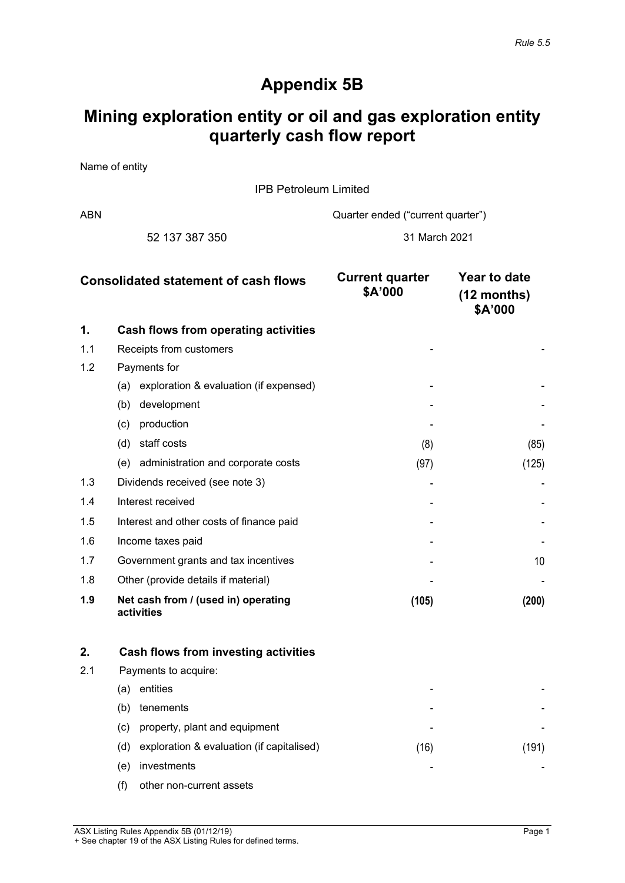*Rule 5.5*

# Appendix 5B

# Mining exploration entity or oil and gas exploration entity quarterly cash flow report

| Name of entity | |
|---|---|
| IPB Petroleum Limited | |
| **ABN** | **Quarter ended ("current quarter")** |
| 52 137 387 350 | 31 March 2021 |

| | Consolidated statement of cash flows | Current quarter $A'000 | Year to date (12 months) $A'000 |
|---|---|---|---|
| **1.** | **Cash flows from operating activities** | | |
| 1.1 | Receipts from customers | - | - |
| 1.2 | Payments for | | |
| | (a) exploration & evaluation (if expensed) | - | - |
| | (b) development | - | - |
| | (c) production | - | - |
| | (d) staff costs | (8) | (85) |
| | (e) administration and corporate costs | (97) | (125) |
| 1.3 | Dividends received (see note 3) | - | - |
| 1.4 | Interest received | - | - |
| 1.5 | Interest and other costs of finance paid | - | - |
| 1.6 | Income taxes paid | - | - |
| 1.7 | Government grants and tax incentives | - | 10 |
| 1.8 | Other (provide details if material) | - | - |
| **1.9** | **Net cash from / (used in) operating activities** | **(105)** | **(200)** |
| | | | |
| **2.** | **Cash flows from investing activities** | | |
| 2.1 | Payments to acquire: | | |
| | (a) entities | - | - |
| | (b) tenements | - | - |
| | (c) property, plant and equipment | - | - |
| | (d) exploration & evaluation (if capitalised) | (16) | (191) |
| | (e) investments | - | - |
| | (f) other non-current assets | | |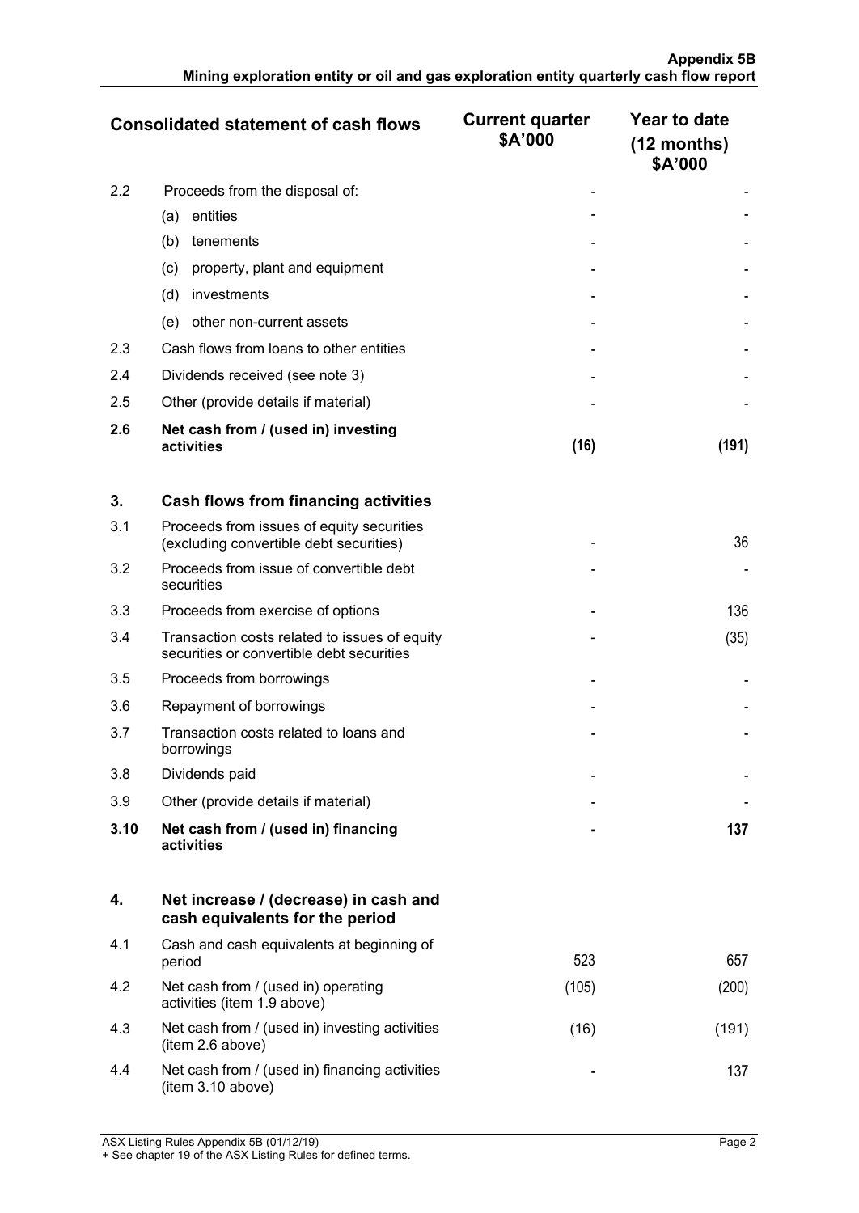| Consolidated statement of cash flows | | Current quarter $A'000 | Year to date (12 months) $A'000 |
|---|---|---|---|
| 2.2 | Proceeds from the disposal of: | - | - |
| | (a) entities | - | - |
| | (b) tenements | - | - |
| | (c) property, plant and equipment | - | - |
| | (d) investments | - | - |
| | (e) other non-current assets | - | - |
| 2.3 | Cash flows from loans to other entities | - | - |
| 2.4 | Dividends received (see note 3) | - | - |
| 2.5 | Other (provide details if material) | - | - |
| **2.6** | **Net cash from / (used in) investing activities** | **(16)** | **(191)** |
| | | | |
| **3.** | **Cash flows from financing activities** | | |
| 3.1 | Proceeds from issues of equity securities (excluding convertible debt securities) | - | 36 |
| 3.2 | Proceeds from issue of convertible debt securities | - | - |
| 3.3 | Proceeds from exercise of options | - | 136 |
| 3.4 | Transaction costs related to issues of equity securities or convertible debt securities | - | (35) |
| 3.5 | Proceeds from borrowings | - | - |
| 3.6 | Repayment of borrowings | - | - |
| 3.7 | Transaction costs related to loans and borrowings | - | - |
| 3.8 | Dividends paid | - | - |
| 3.9 | Other (provide details if material) | - | - |
| **3.10** | **Net cash from / (used in) financing activities** | **-** | **137** |
| | | | |
| **4.** | **Net increase / (decrease) in cash and cash equivalents for the period** | | |
| 4.1 | Cash and cash equivalents at beginning of period | 523 | 657 |
| 4.2 | Net cash from / (used in) operating activities (item 1.9 above) | (105) | (200) |
| 4.3 | Net cash from / (used in) investing activities (item 2.6 above) | (16) | (191) |
| 4.4 | Net cash from / (used in) financing activities (item 3.10 above) | - | 137 |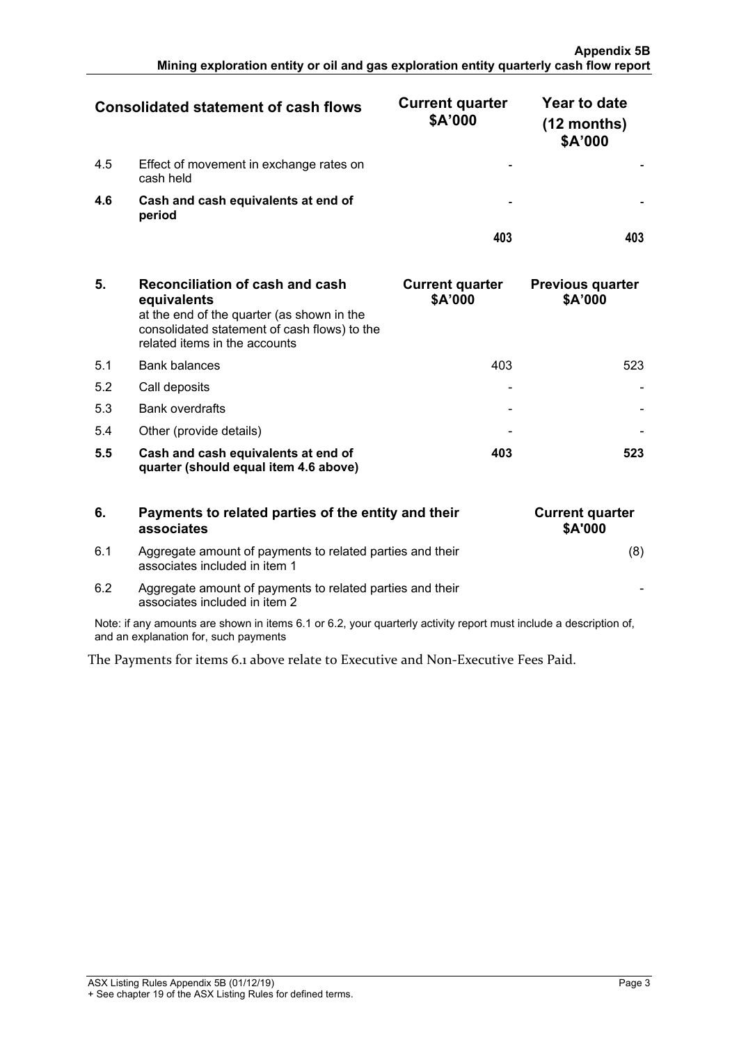| | Consolidated statement of cash flows | Current quarter $A'000 | Year to date (12 months) $A'000 |
|---|---|---|---|
| 4.5 | Effect of movement in exchange rates on cash held | - | - |
| **4.6** | **Cash and cash equivalents at end of period** | - | - |
| | | **403** | **403** |

| **5.** | **Reconciliation of cash and cash equivalents** at the end of the quarter (as shown in the consolidated statement of cash flows) to the related items in the accounts | **Current quarter $A'000** | **Previous quarter $A'000** |
|---|---|---|---|
| 5.1 | Bank balances | 403 | 523 |
| 5.2 | Call deposits | - | - |
| 5.3 | Bank overdrafts | - | - |
| 5.4 | Other (provide details) | - | - |
| **5.5** | **Cash and cash equivalents at end of quarter (should equal item 4.6 above)** | **403** | **523** |

| **6.** | **Payments to related parties of the entity and their associates** | **Current quarter $A'000** |
|---|---|---|
| 6.1 | Aggregate amount of payments to related parties and their associates included in item 1 | (8) |
| 6.2 | Aggregate amount of payments to related parties and their associates included in item 2 | - |

Note: if any amounts are shown in items 6.1 or 6.2, your quarterly activity report must include a description of, and an explanation for, such payments

The Payments for items 6.1 above relate to Executive and Non-Executive Fees Paid.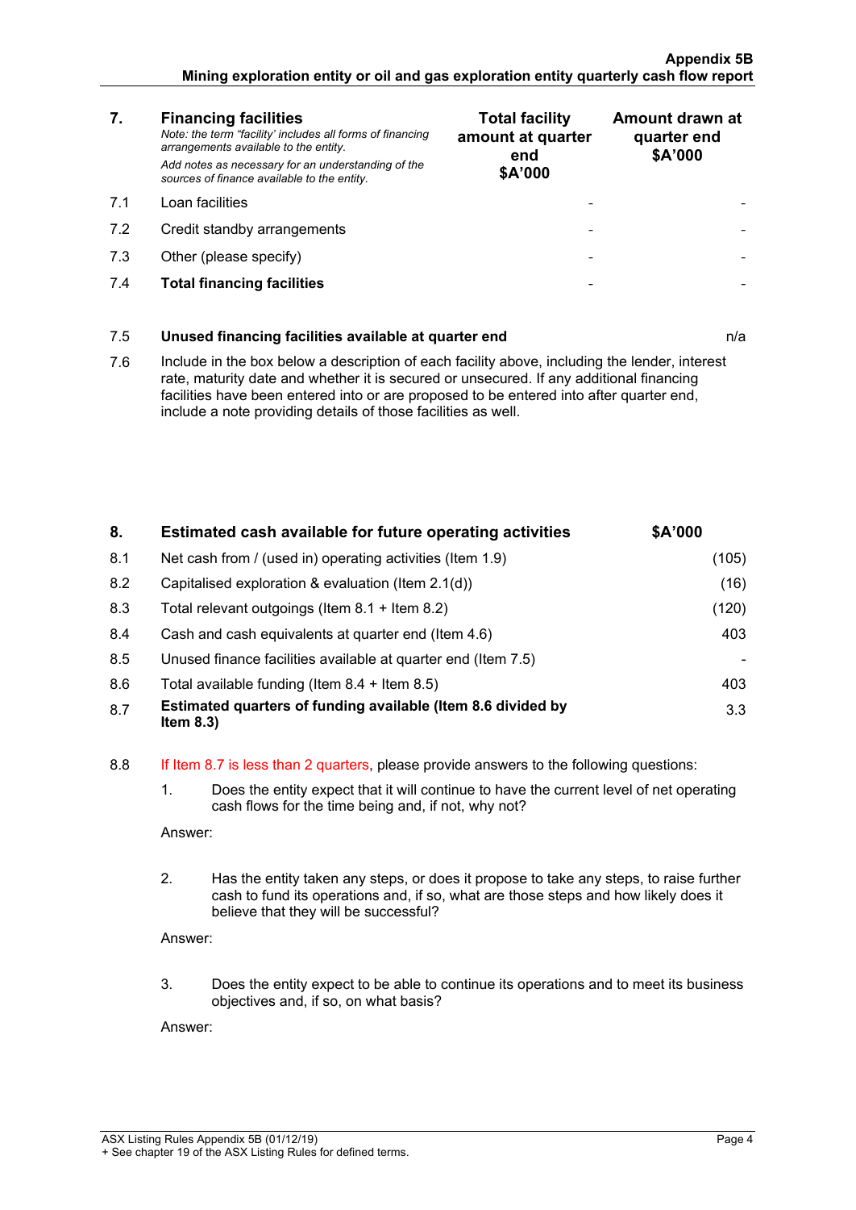| 7. | **Financing facilities**<br>*Note: the term "facility' includes all forms of financing arrangements available to the entity.*<br>*Add notes as necessary for an understanding of the sources of finance available to the entity.* | **Total facility amount at quarter end**<br>**$A'000** | **Amount drawn at quarter end**<br>**$A'000** |
|---|---|---|---|
| 7.1 | Loan facilities | - | - |
| 7.2 | Credit standby arrangements | - | - |
| 7.3 | Other (please specify) | - | - |
| 7.4 | **Total financing facilities** | - | - |

| | | |
|---|---|---|
| 7.5 | **Unused financing facilities available at quarter end** | n/a |

7.6 Include in the box below a description of each facility above, including the lender, interest rate, maturity date and whether it is secured or unsecured. If any additional financing facilities have been entered into or are proposed to be entered into after quarter end, include a note providing details of those facilities as well.

| 8. | **Estimated cash available for future operating activities** | **$A'000** |
|---|---|---|
| 8.1 | Net cash from / (used in) operating activities (Item 1.9) | (105) |
| 8.2 | Capitalised exploration & evaluation (Item 2.1(d)) | (16) |
| 8.3 | Total relevant outgoings (Item 8.1 + Item 8.2) | (120) |
| 8.4 | Cash and cash equivalents at quarter end (Item 4.6) | 403 |
| 8.5 | Unused finance facilities available at quarter end (Item 7.5) | - |
| 8.6 | Total available funding (Item 8.4 + Item 8.5) | 403 |
| 8.7 | **Estimated quarters of funding available (Item 8.6 divided by Item 8.3)** | 3.3 |

8.8 If Item 8.7 is less than 2 quarters, please provide answers to the following questions:

1. Does the entity expect that it will continue to have the current level of net operating cash flows for the time being and, if not, why not?

   Answer:

2. Has the entity taken any steps, or does it propose to take any steps, to raise further cash to fund its operations and, if so, what are those steps and how likely does it believe that they will be successful?

   Answer:

3. Does the entity expect to be able to continue its operations and to meet its business objectives and, if so, on what basis?

   Answer: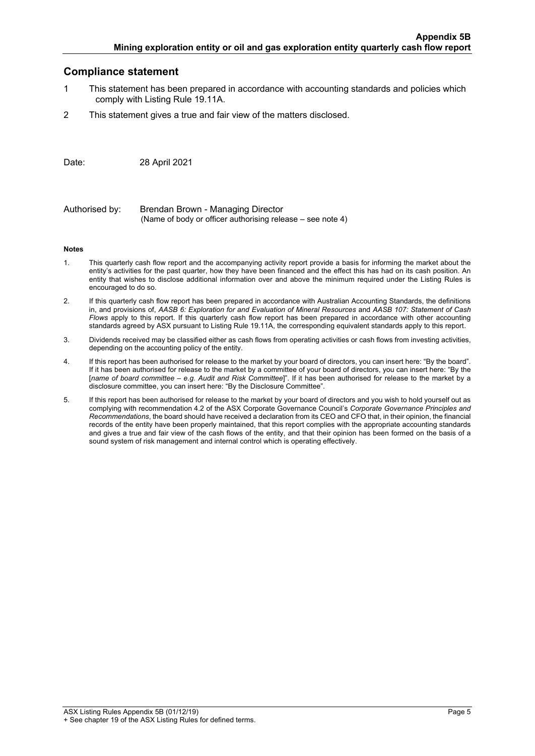## Compliance statement

1 This statement has been prepared in accordance with accounting standards and policies which comply with Listing Rule 19.11A.

2 This statement gives a true and fair view of the matters disclosed.

Date: 28 April 2021

Authorised by: Brendan Brown - Managing Director
(Name of body or officer authorising release – see note 4)

**Notes**

1. This quarterly cash flow report and the accompanying activity report provide a basis for informing the market about the entity's activities for the past quarter, how they have been financed and the effect this has had on its cash position. An entity that wishes to disclose additional information over and above the minimum required under the Listing Rules is encouraged to do so.

2. If this quarterly cash flow report has been prepared in accordance with Australian Accounting Standards, the definitions in, and provisions of, *AASB 6: Exploration for and Evaluation of Mineral Resources* and *AASB 107: Statement of Cash Flows* apply to this report. If this quarterly cash flow report has been prepared in accordance with other accounting standards agreed by ASX pursuant to Listing Rule 19.11A, the corresponding equivalent standards apply to this report.

3. Dividends received may be classified either as cash flows from operating activities or cash flows from investing activities, depending on the accounting policy of the entity.

4. If this report has been authorised for release to the market by your board of directors, you can insert here: "By the board". If it has been authorised for release to the market by a committee of your board of directors, you can insert here: "By the [*name of board committee – e.g. Audit and Risk Committee*]". If it has been authorised for release to the market by a disclosure committee, you can insert here: "By the Disclosure Committee".

5. If this report has been authorised for release to the market by your board of directors and you wish to hold yourself out as complying with recommendation 4.2 of the ASX Corporate Governance Council's *Corporate Governance Principles and Recommendations*, the board should have received a declaration from its CEO and CFO that, in their opinion, the financial records of the entity have been properly maintained, that this report complies with the appropriate accounting standards and gives a true and fair view of the cash flows of the entity, and that their opinion has been formed on the basis of a sound system of risk management and internal control which is operating effectively.